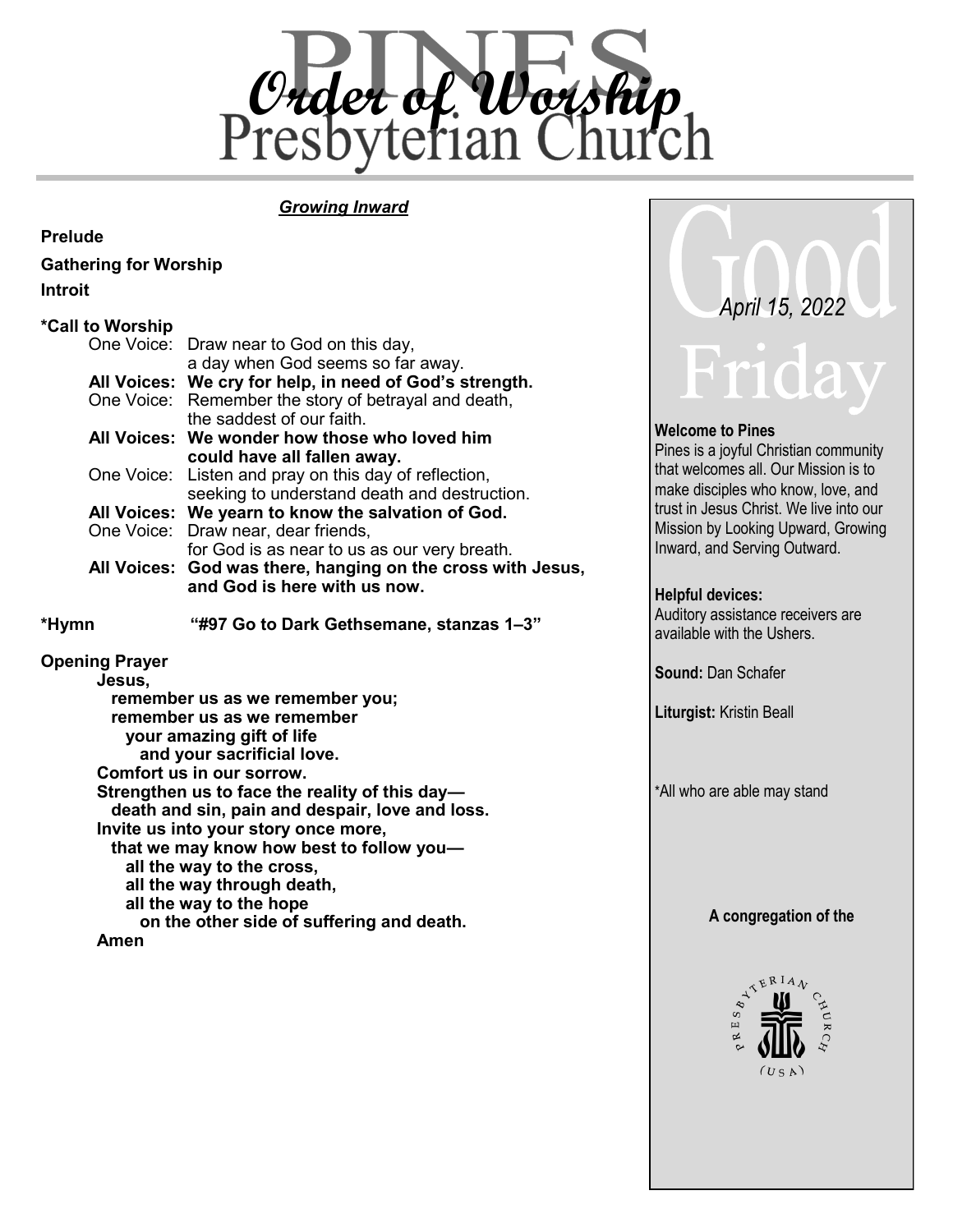# Order of Worship

Pines Presbyterian Church

***Growing Inward***

**Prelude**

**Gathering for Worship**

**Introit**

**\*Call to Worship**

One Voice: Draw near to God on this day,
a day when God seems so far away.

**All Voices: We cry for help, in need of God's strength.**

One Voice: Remember the story of betrayal and death,
the saddest of our faith.

**All Voices: We wonder how those who loved him
could have all fallen away.**

One Voice: Listen and pray on this day of reflection,
seeking to understand death and destruction.

**All Voices: We yearn to know the salvation of God.**

One Voice: Draw near, dear friends,
for God is as near to us as our very breath.

**All Voices: God was there, hanging on the cross with Jesus,
and God is here with us now.**

**\*Hymn "#97 Go to Dark Gethsemane, stanzas 1–3"**

**Opening Prayer**

**Jesus,
remember us as we remember you;
remember us as we remember
your amazing gift of life
and your sacrificial love.
Comfort us in our sorrow.
Strengthen us to face the reality of this day—
death and sin, pain and despair, love and loss.
Invite us into your story once more,
that we may know how best to follow you—
all the way to the cross,
all the way through death,
all the way to the hope
on the other side of suffering and death.
Amen**

Good Friday

*April 15, 2022*

**Welcome to Pines**
Pines is a joyful Christian community that welcomes all. Our Mission is to make disciples who know, love, and trust in Jesus Christ. We live into our Mission by Looking Upward, Growing Inward, and Serving Outward.

**Helpful devices:**
Auditory assistance receivers are available with the Ushers.

**Sound:** Dan Schafer

**Liturgist:** Kristin Beall

\*All who are able may stand

**A congregation of the**

Presbyterian Church (USA)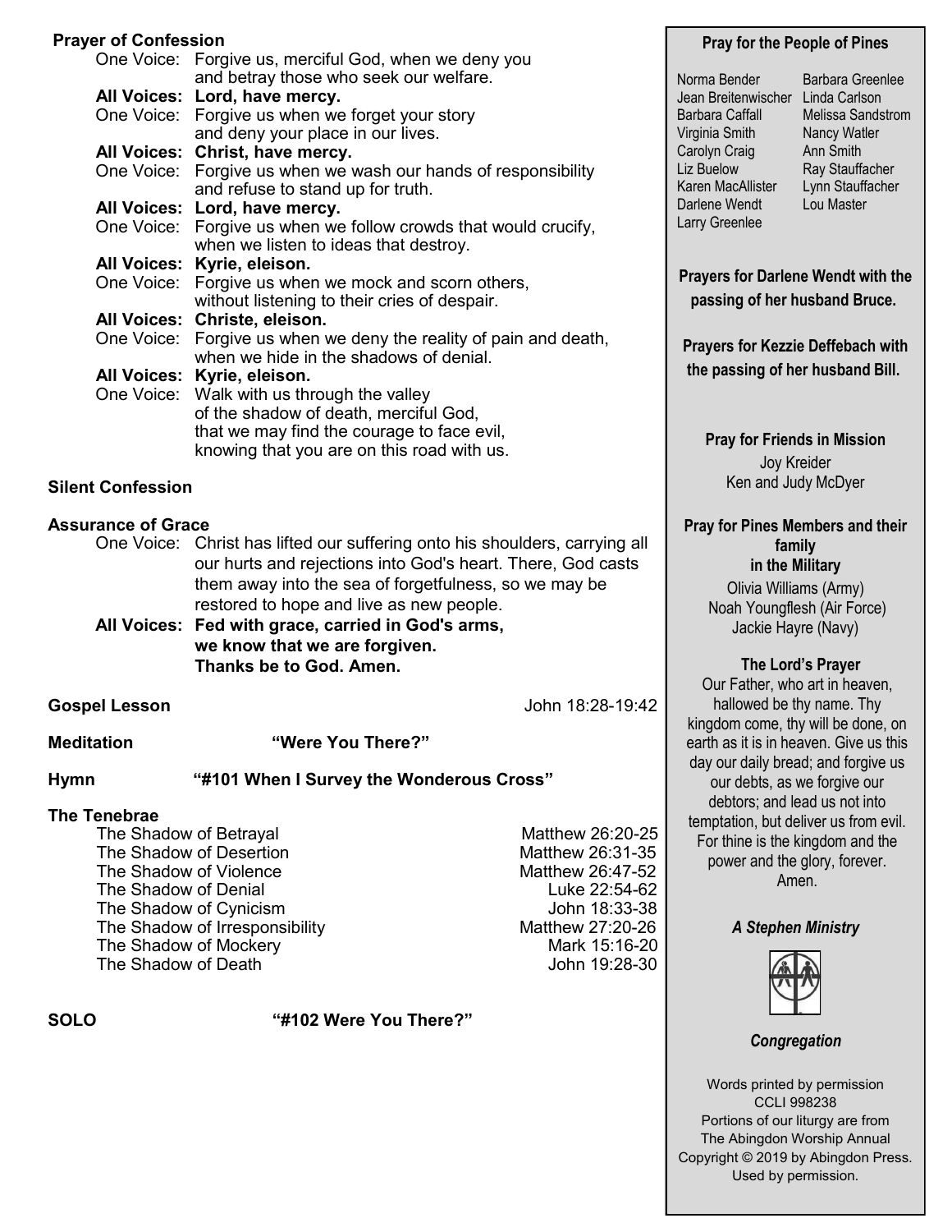**Prayer of Confession**

One Voice: Forgive us, merciful God, when we deny you and betray those who seek our welfare.
**All Voices: Lord, have mercy.**
One Voice: Forgive us when we forget your story and deny your place in our lives.
**All Voices: Christ, have mercy.**
One Voice: Forgive us when we wash our hands of responsibility and refuse to stand up for truth.
**All Voices: Lord, have mercy.**
One Voice: Forgive us when we follow crowds that would crucify, when we listen to ideas that destroy.
**All Voices: Kyrie, eleison.**
One Voice: Forgive us when we mock and scorn others, without listening to their cries of despair.
**All Voices: Christe, eleison.**
One Voice: Forgive us when we deny the reality of pain and death, when we hide in the shadows of denial.
**All Voices: Kyrie, eleison.**
One Voice: Walk with us through the valley of the shadow of death, merciful God, that we may find the courage to face evil, knowing that you are on this road with us.

**Silent Confession**

**Assurance of Grace**

One Voice: Christ has lifted our suffering onto his shoulders, carrying all our hurts and rejections into God's heart. There, God casts them away into the sea of forgetfulness, so we may be restored to hope and live as new people.
**All Voices: Fed with grace, carried in God's arms, we know that we are forgiven. Thanks be to God. Amen.**

**Gospel Lesson** John 18:28-19:42

**Meditation** **"Were You There?"**

**Hymn** **"#101 When I Survey the Wonderous Cross"**

**The Tenebrae**

| | |
|---|---|
| The Shadow of Betrayal | Matthew 26:20-25 |
| The Shadow of Desertion | Matthew 26:31-35 |
| The Shadow of Violence | Matthew 26:47-52 |
| The Shadow of Denial | Luke 22:54-62 |
| The Shadow of Cynicism | John 18:33-38 |
| The Shadow of Irresponsibility | Matthew 27:20-26 |
| The Shadow of Mockery | Mark 15:16-20 |
| The Shadow of Death | John 19:28-30 |

**SOLO** **"#102 Were You There?"**

**Pray for the People of Pines**

Norma Bender
Jean Breitenwischer
Barbara Caffall
Virginia Smith
Carolyn Craig
Liz Buelow
Karen MacAllister
Darlene Wendt
Larry Greenlee
Barbara Greenlee
Linda Carlson
Melissa Sandstrom
Nancy Watler
Ann Smith
Ray Stauffacher
Lynn Stauffacher
Lou Master

**Prayers for Darlene Wendt with the passing of her husband Bruce.**

**Prayers for Kezzie Deffebach with the passing of her husband Bill.**

**Pray for Friends in Mission**

Joy Kreider
Ken and Judy McDyer

**Pray for Pines Members and their family in the Military**

Olivia Williams (Army)
Noah Youngflesh (Air Force)
Jackie Hayre (Navy)

**The Lord's Prayer**

Our Father, who art in heaven, hallowed be thy name. Thy kingdom come, thy will be done, on earth as it is in heaven. Give us this day our daily bread; and forgive us our debts, as we forgive our debtors; and lead us not into temptation, but deliver us from evil. For thine is the kingdom and the power and the glory, forever. Amen.

***A Stephen Ministry***

***Congregation***

Words printed by permission
CCLI 998238
Portions of our liturgy are from The Abingdon Worship Annual
Copyright © 2019 by Abingdon Press. Used by permission.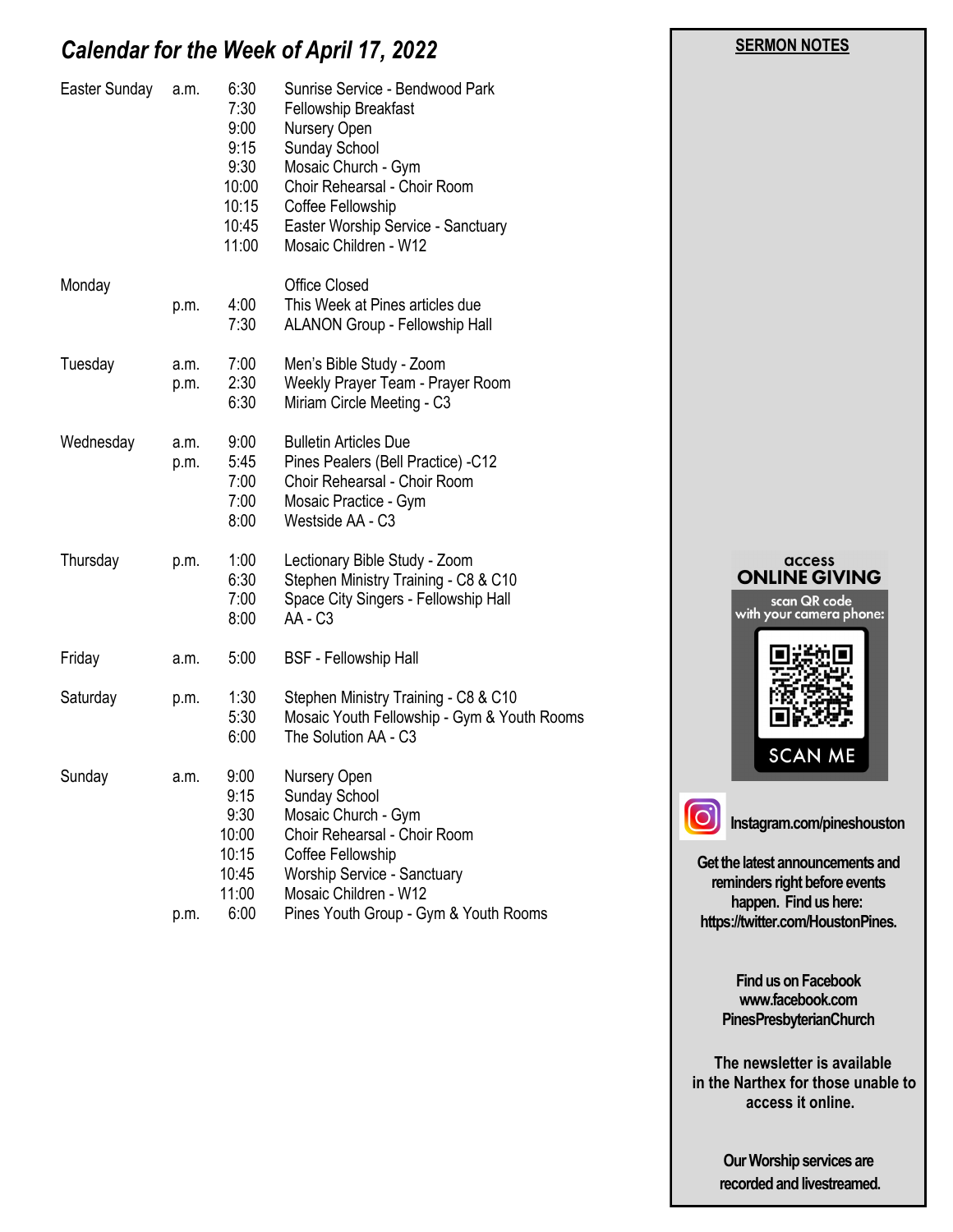## *Calendar for the Week of April 17, 2022*

| | | | |
|---|---|---|---|
| Easter Sunday | a.m. | 6:30 | Sunrise Service - Bendwood Park |
| | | 7:30 | Fellowship Breakfast |
| | | 9:00 | Nursery Open |
| | | 9:15 | Sunday School |
| | | 9:30 | Mosaic Church - Gym |
| | | 10:00 | Choir Rehearsal - Choir Room |
| | | 10:15 | Coffee Fellowship |
| | | 10:45 | Easter Worship Service - Sanctuary |
| | | 11:00 | Mosaic Children - W12 |
| Monday | | | Office Closed |
| | p.m. | 4:00 | This Week at Pines articles due |
| | | 7:30 | ALANON Group - Fellowship Hall |
| Tuesday | a.m. | 7:00 | Men's Bible Study - Zoom |
| | p.m. | 2:30 | Weekly Prayer Team - Prayer Room |
| | | 6:30 | Miriam Circle Meeting - C3 |
| Wednesday | a.m. | 9:00 | Bulletin Articles Due |
| | p.m. | 5:45 | Pines Pealers (Bell Practice) -C12 |
| | | 7:00 | Choir Rehearsal - Choir Room |
| | | 7:00 | Mosaic Practice - Gym |
| | | 8:00 | Westside AA - C3 |
| Thursday | p.m. | 1:00 | Lectionary Bible Study - Zoom |
| | | 6:30 | Stephen Ministry Training - C8 & C10 |
| | | 7:00 | Space City Singers - Fellowship Hall |
| | | 8:00 | AA - C3 |
| Friday | a.m. | 5:00 | BSF - Fellowship Hall |
| Saturday | p.m. | 1:30 | Stephen Ministry Training - C8 & C10 |
| | | 5:30 | Mosaic Youth Fellowship - Gym & Youth Rooms |
| | | 6:00 | The Solution AA - C3 |
| Sunday | a.m. | 9:00 | Nursery Open |
| | | 9:15 | Sunday School |
| | | 9:30 | Mosaic Church - Gym |
| | | 10:00 | Choir Rehearsal - Choir Room |
| | | 10:15 | Coffee Fellowship |
| | | 10:45 | Worship Service - Sanctuary |
| | | 11:00 | Mosaic Children - W12 |
| | p.m. | 6:00 | Pines Youth Group - Gym & Youth Rooms |

**SERMON NOTES**

access
**ONLINE GIVING**
scan QR code with your camera phone:
SCAN ME

**Instagram.com/pineshouston**

**Get the latest announcements and reminders right before events happen. Find us here: https://twitter.com/HoustonPines.**

**Find us on Facebook www.facebook.com PinesPresbyterianChurch**

**The newsletter is available in the Narthex for those unable to access it online.**

**Our Worship services are recorded and livestreamed.**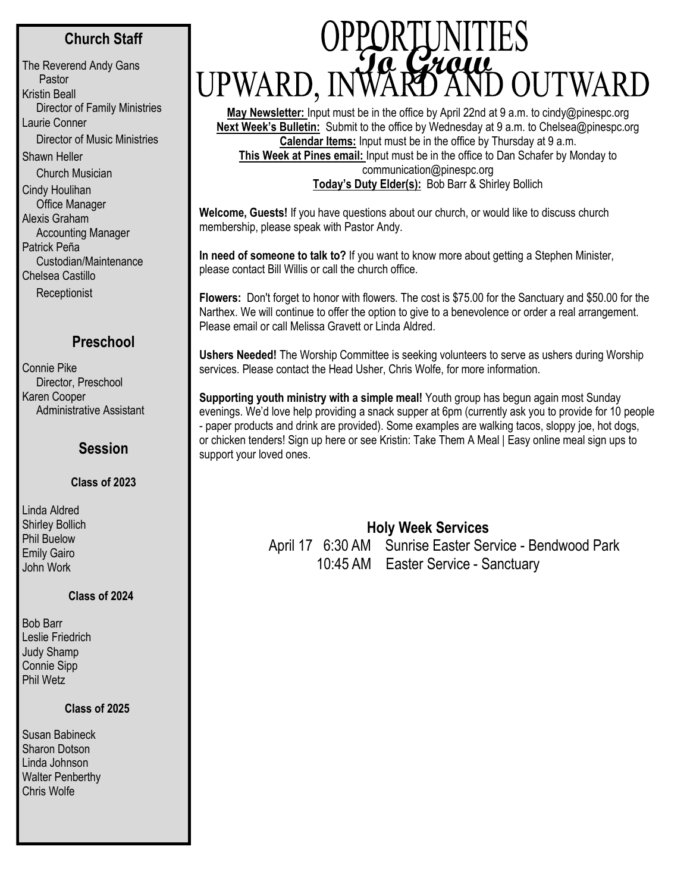# OPPORTUNITIES *To Grow* UPWARD, INWARD AND OUTWARD

**May Newsletter:** Input must be in the office by April 22nd at 9 a.m. to cindy@pinespc.org
**Next Week's Bulletin:** Submit to the office by Wednesday at 9 a.m. to Chelsea@pinespc.org
**Calendar Items:** Input must be in the office by Thursday at 9 a.m.
**This Week at Pines email:** Input must be in the office to Dan Schafer by Monday to communication@pinespc.org
**Today's Duty Elder(s):** Bob Barr & Shirley Bollich

**Welcome, Guests!** If you have questions about our church, or would like to discuss church membership, please speak with Pastor Andy.

**In need of someone to talk to?** If you want to know more about getting a Stephen Minister, please contact Bill Willis or call the church office.

**Flowers:** Don't forget to honor with flowers. The cost is $75.00 for the Sanctuary and $50.00 for the Narthex. We will continue to offer the option to give to a benevolence or order a real arrangement. Please email or call Melissa Gravett or Linda Aldred.

**Ushers Needed!** The Worship Committee is seeking volunteers to serve as ushers during Worship services. Please contact the Head Usher, Chris Wolfe, for more information.

**Supporting youth ministry with a simple meal!** Youth group has begun again most Sunday evenings. We'd love help providing a snack supper at 6pm (currently ask you to provide for 10 people - paper products and drink are provided). Some examples are walking tacos, sloppy joe, hot dogs, or chicken tenders! Sign up here or see Kristin: Take Them A Meal | Easy online meal sign ups to support your loved ones.

### Holy Week Services

April 17 6:30 AM Sunrise Easter Service - Bendwood Park
10:45 AM Easter Service - Sanctuary

## Church Staff

The Reverend Andy Gans
Pastor
Kristin Beall
Director of Family Ministries
Laurie Conner
Director of Music Ministries
Shawn Heller
Church Musician
Cindy Houlihan
Office Manager
Alexis Graham
Accounting Manager
Patrick Peña
Custodian/Maintenance
Chelsea Castillo
Receptionist

## Preschool

Connie Pike
Director, Preschool
Karen Cooper
Administrative Assistant

## Session

### Class of 2023

Linda Aldred
Shirley Bollich
Phil Buelow
Emily Gairo
John Work

### Class of 2024

Bob Barr
Leslie Friedrich
Judy Shamp
Connie Sipp
Phil Wetz

### Class of 2025

Susan Babineck
Sharon Dotson
Linda Johnson
Walter Penberthy
Chris Wolfe